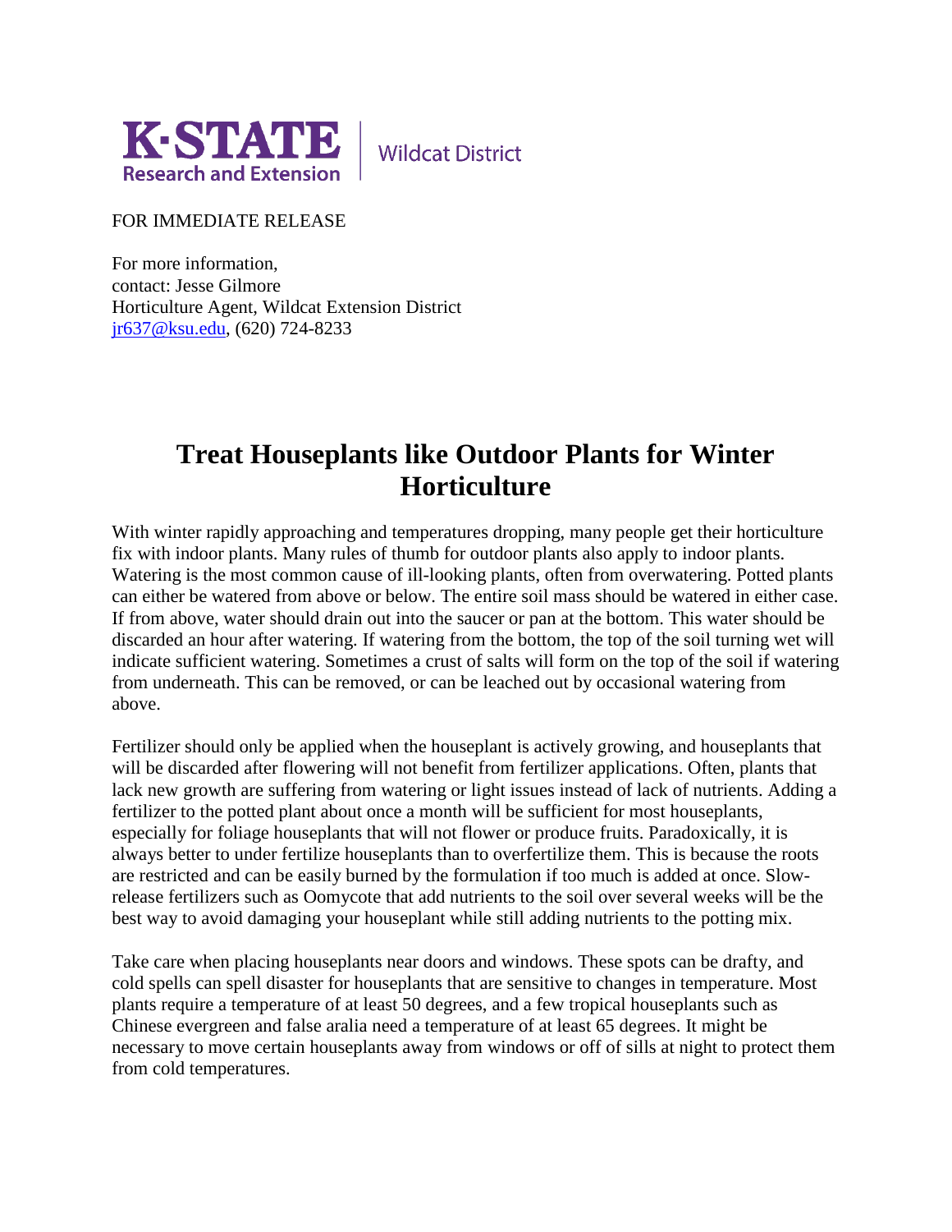K·STATE Research and Extension | Wildcat District

FOR IMMEDIATE RELEASE

For more information,
contact: Jesse Gilmore
Horticulture Agent, Wildcat Extension District
jr637@ksu.edu, (620) 724-8233

# Treat Houseplants like Outdoor Plants for Winter Horticulture

With winter rapidly approaching and temperatures dropping, many people get their horticulture fix with indoor plants. Many rules of thumb for outdoor plants also apply to indoor plants. Watering is the most common cause of ill-looking plants, often from overwatering. Potted plants can either be watered from above or below. The entire soil mass should be watered in either case. If from above, water should drain out into the saucer or pan at the bottom. This water should be discarded an hour after watering. If watering from the bottom, the top of the soil turning wet will indicate sufficient watering. Sometimes a crust of salts will form on the top of the soil if watering from underneath. This can be removed, or can be leached out by occasional watering from above.

Fertilizer should only be applied when the houseplant is actively growing, and houseplants that will be discarded after flowering will not benefit from fertilizer applications. Often, plants that lack new growth are suffering from watering or light issues instead of lack of nutrients. Adding a fertilizer to the potted plant about once a month will be sufficient for most houseplants, especially for foliage houseplants that will not flower or produce fruits. Paradoxically, it is always better to under fertilize houseplants than to overfertilize them. This is because the roots are restricted and can be easily burned by the formulation if too much is added at once. Slow-release fertilizers such as Oomycote that add nutrients to the soil over several weeks will be the best way to avoid damaging your houseplant while still adding nutrients to the potting mix.

Take care when placing houseplants near doors and windows. These spots can be drafty, and cold spells can spell disaster for houseplants that are sensitive to changes in temperature. Most plants require a temperature of at least 50 degrees, and a few tropical houseplants such as Chinese evergreen and false aralia need a temperature of at least 65 degrees. It might be necessary to move certain houseplants away from windows or off of sills at night to protect them from cold temperatures.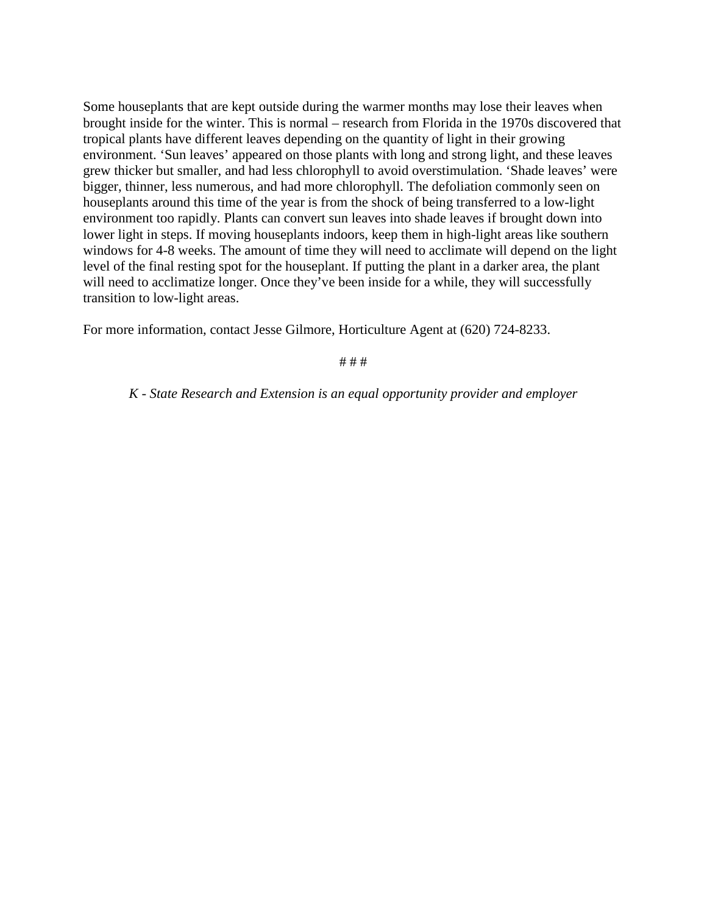Some houseplants that are kept outside during the warmer months may lose their leaves when brought inside for the winter. This is normal – research from Florida in the 1970s discovered that tropical plants have different leaves depending on the quantity of light in their growing environment. 'Sun leaves' appeared on those plants with long and strong light, and these leaves grew thicker but smaller, and had less chlorophyll to avoid overstimulation. 'Shade leaves' were bigger, thinner, less numerous, and had more chlorophyll. The defoliation commonly seen on houseplants around this time of the year is from the shock of being transferred to a low-light environment too rapidly. Plants can convert sun leaves into shade leaves if brought down into lower light in steps. If moving houseplants indoors, keep them in high-light areas like southern windows for 4-8 weeks. The amount of time they will need to acclimate will depend on the light level of the final resting spot for the houseplant. If putting the plant in a darker area, the plant will need to acclimatize longer. Once they've been inside for a while, they will successfully transition to low-light areas.

For more information, contact Jesse Gilmore, Horticulture Agent at (620) 724-8233.

# # #

*K - State Research and Extension is an equal opportunity provider and employer*